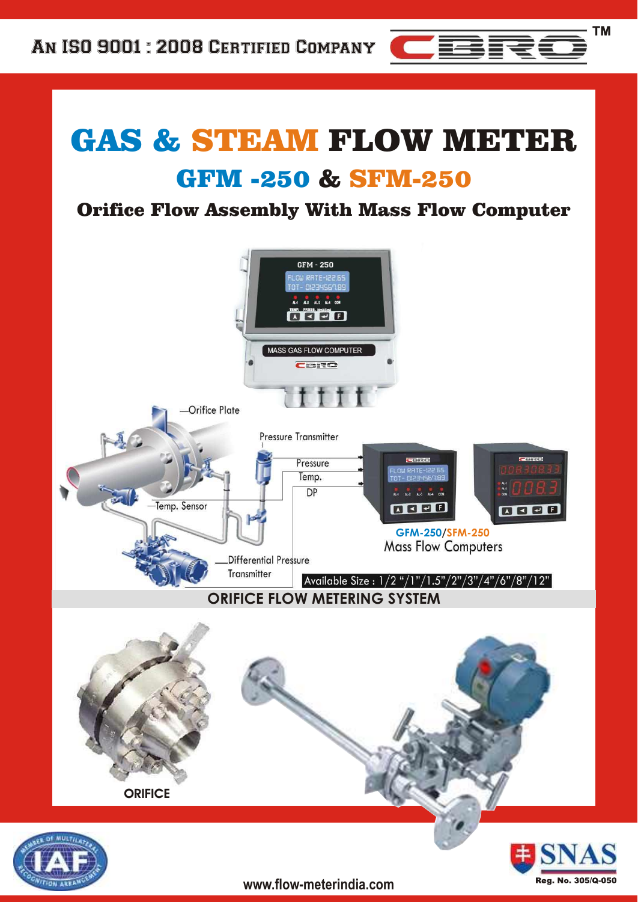AN ISO 9001 : 2008 CERTIFIED COMPANY

# GAS & STEAM FLOW METER

## GFM -250 & SFM-250

### Orifice Flow Assembly With Mass Flow Computer

GFM - 250
FLOW RATE-122.65
TOT- 0123456789

MASS GAS FLOW COMPUTER

Orifice Plate

Pressure Transmitter

Pressure

Temp.

DP

Temp. Sensor

Differential Pressure Transmitter

GFM-250/SFM-250
Mass Flow Computers

Available Size : 1/2 "/1"/1.5"/2"/3"/4"/6"/8"/12"

**ORIFICE FLOW METERING SYSTEM**

**ORIFICE**

www.flow-meterindia.com

Reg. No. 305/Q-050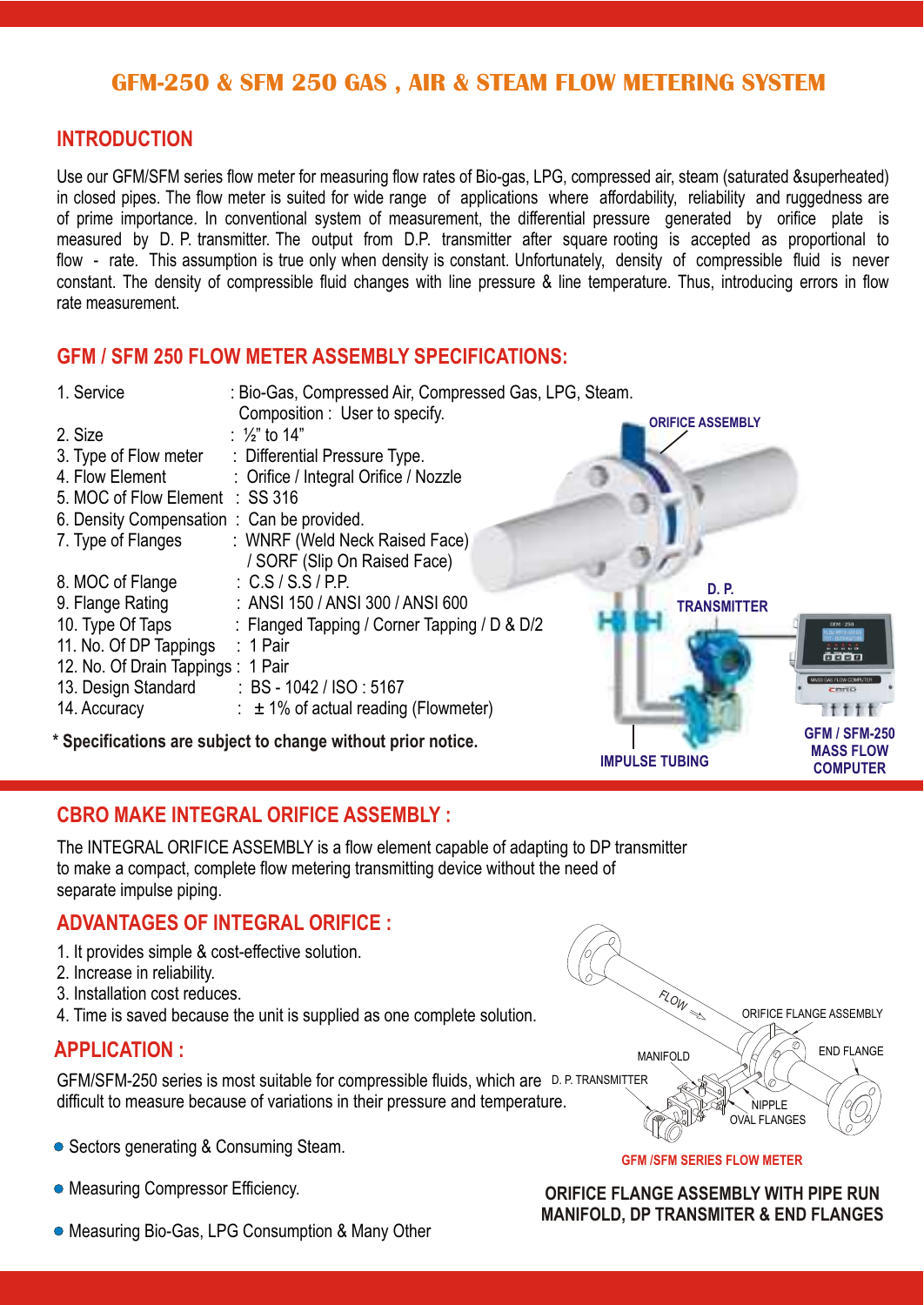# GFM-250 & SFM 250 GAS , AIR & STEAM FLOW METERING SYSTEM

## INTRODUCTION

Use our GFM/SFM series flow meter for measuring flow rates of Bio-gas, LPG, compressed air, steam (saturated &superheated) in closed pipes. The flow meter is suited for wide range of applications where affordability, reliability and ruggedness are of prime importance. In conventional system of measurement, the differential pressure generated by orifice plate is measured by D. P. transmitter. The output from D.P. transmitter after square rooting is accepted as proportional to flow - rate. This assumption is true only when density is constant. Unfortunately, density of compressible fluid is never constant. The density of compressible fluid changes with line pressure & line temperature. Thus, introducing errors in flow rate measurement.

## GFM / SFM 250 FLOW METER ASSEMBLY SPECIFICATIONS:

| | |
|---|---|
| 1. Service | : Bio-Gas, Compressed Air, Compressed Gas, LPG, Steam. Composition : User to specify. |
| 2. Size | : ½" to 14" |
| 3. Type of Flow meter | : Differential Pressure Type. |
| 4. Flow Element | : Orifice / Integral Orifice / Nozzle |
| 5. MOC of Flow Element | : SS 316 |
| 6. Density Compensation | : Can be provided. |
| 7. Type of Flanges | : WNRF (Weld Neck Raised Face) / SORF (Slip On Raised Face) |
| 8. MOC of Flange | : C.S / S.S / P.P. |
| 9. Flange Rating | : ANSI 150 / ANSI 300 / ANSI 600 |
| 10. Type Of Taps | : Flanged Tapping / Corner Tapping / D & D/2 |
| 11. No. Of DP Tappings | : 1 Pair |
| 12. No. Of Drain Tappings | : 1 Pair |
| 13. Design Standard | : BS - 1042 / ISO : 5167 |
| 14. Accuracy | : ± 1% of actual reading (Flowmeter) |

**\* Specifications are subject to change without prior notice.**

ORIFICE ASSEMBLY

D. P. TRANSMITTER

IMPULSE TUBING

GFM / SFM-250 MASS FLOW COMPUTER

## CBRO MAKE INTEGRAL ORIFICE ASSEMBLY :

The INTEGRAL ORIFICE ASSEMBLY is a flow element capable of adapting to DP transmitter to make a compact, complete flow metering transmitting device without the need of separate impulse piping.

## ADVANTAGES OF INTEGRAL ORIFICE :

1. It provides simple & cost-effective solution.
2. Increase in reliability.
3. Installation cost reduces.
4. Time is saved because the unit is supplied as one complete solution.

## APPLICATION :

GFM/SFM-250 series is most suitable for compressible fluids, which are difficult to measure because of variations in their pressure and temperature.

- Sectors generating & Consuming Steam.
- Measuring Compressor Efficiency.
- Measuring Bio-Gas, LPG Consumption & Many Other

FLOW

ORIFICE FLANGE ASSEMBLY

MANIFOLD

END FLANGE

D. P. TRANSMITTER

NIPPLE

OVAL FLANGES

GFM /SFM SERIES FLOW METER

**ORIFICE FLANGE ASSEMBLY WITH PIPE RUN MANIFOLD, DP TRANSMITER & END FLANGES**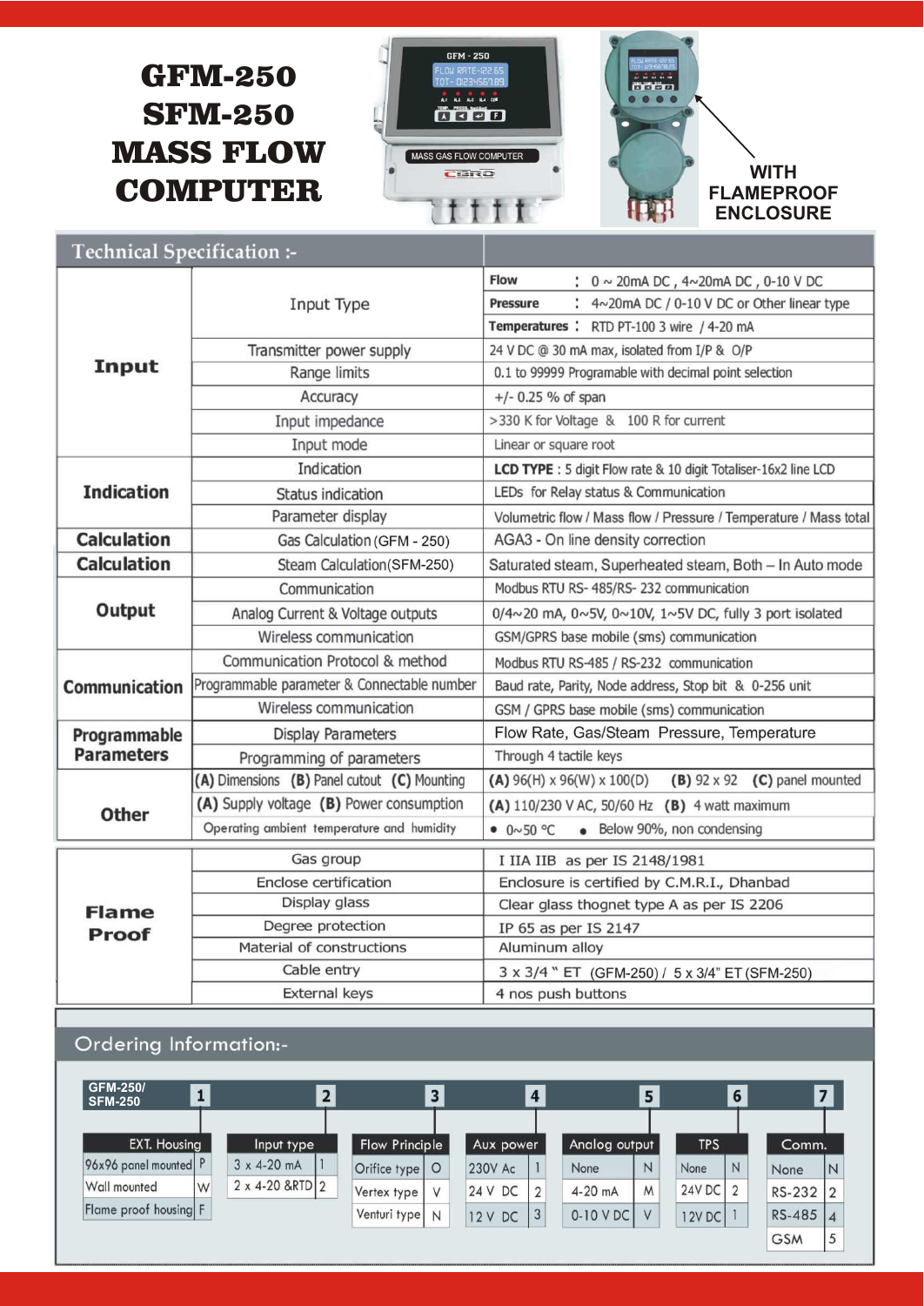# GFM-250 SFM-250 MASS FLOW COMPUTER

WITH FLAMEPROOF ENCLOSURE

## Technical Specification :-

| | | |
|---|---|---|
| Input | Input Type | Flow : 0 ~ 20mA DC , 4~20mA DC , 0-10 V DC |
| | | Pressure : 4~20mA DC / 0-10 V DC or Other linear type |
| | | Temperatures : RTD PT-100 3 wire / 4-20 mA |
| | Transmitter power supply | 24 V DC @ 30 mA max, isolated from I/P & O/P |
| | Range limits | 0.1 to 99999 Programable with decimal point selection |
| | Accuracy | +/- 0.25 % of span |
| | Input impedance | >330 K for Voltage & 100 R for current |
| | Input mode | Linear or square root |
| Indication | Indication | **LCD TYPE** : 5 digit Flow rate & 10 digit Totaliser-16x2 line LCD |
| | Status indication | LEDs for Relay status & Communication |
| | Parameter display | Volumetric flow / Mass flow / Pressure / Temperature / Mass total |
| Calculation | Gas Calculation (GFM - 250) | AGA3 - On line density correction |
| Calculation | Steam Calculation(SFM-250) | Saturated steam, Superheated steam, Both – In Auto mode |
| Output | Communication | Modbus RTU RS- 485/RS- 232 communication |
| | Analog Current & Voltage outputs | 0/4~20 mA, 0~5V, 0~10V, 1~5V DC, fully 3 port isolated |
| | Wireless communication | GSM/GPRS base mobile (sms) communication |
| Communication | Communication Protocol & method | Modbus RTU RS-485 / RS-232 communication |
| | Programmable parameter & Connectable number | Baud rate, Parity, Node address, Stop bit & 0-256 unit |
| | Wireless communication | GSM / GPRS base mobile (sms) communication |
| Programmable Parameters | Display Parameters | Flow Rate, Gas/Steam Pressure, Temperature |
| | Programming of parameters | Through 4 tactile keys |
| Other | (A) Dimensions (B) Panel cutout (C) Mounting | (A) 96(H) x 96(W) x 100(D) (B) 92 x 92 (C) panel mounted |
| | (A) Supply voltage (B) Power consumption | (A) 110/230 V AC, 50/60 Hz (B) 4 watt maximum |
| | Operating ambient temperature and humidity | • 0~50 °C • Below 90%, non condensing |

| | | |
|---|---|---|
| Flame Proof | Gas group | I IIA IIB as per IS 2148/1981 |
| | Enclose certification | Enclosure is certified by C.M.R.I., Dhanbad |
| | Display glass | Clear glass thognet type A as per IS 2206 |
| | Degree protection | IP 65 as per IS 2147 |
| | Material of constructions | Aluminum alloy |
| | Cable entry | 3 x 3/4 " ET (GFM-250) / 5 x 3/4" ET (SFM-250) |
| | External keys | 4 nos push buttons |

## Ordering Information:-

GFM-250/ SFM-250 [1] [2] [3] [4] [5] [6] [7]

| 1. EXT. Housing | | 2. Input type | | 3. Flow Principle | | 4. Aux power | | 5. Analog output | | 6. TPS | | 7. Comm. | |
|---|---|---|---|---|---|---|---|---|---|---|---|---|---|
| 96x96 panel mounted | P | 3 x 4-20 mA | 1 | Orifice type | O | 230V Ac | 1 | None | N | None | N | None | N |
| Wall mounted | W | 2 x 4-20 &RTD | 2 | Vertex type | V | 24 V DC | 2 | 4-20 mA | M | 24V DC | 2 | RS-232 | 2 |
| Flame proof housing | F | | | Venturi type | N | 12 V DC | 3 | 0-10 V DC | V | 12V DC | 1 | RS-485 | 4 |
| | | | | | | | | | | | | GSM | 5 |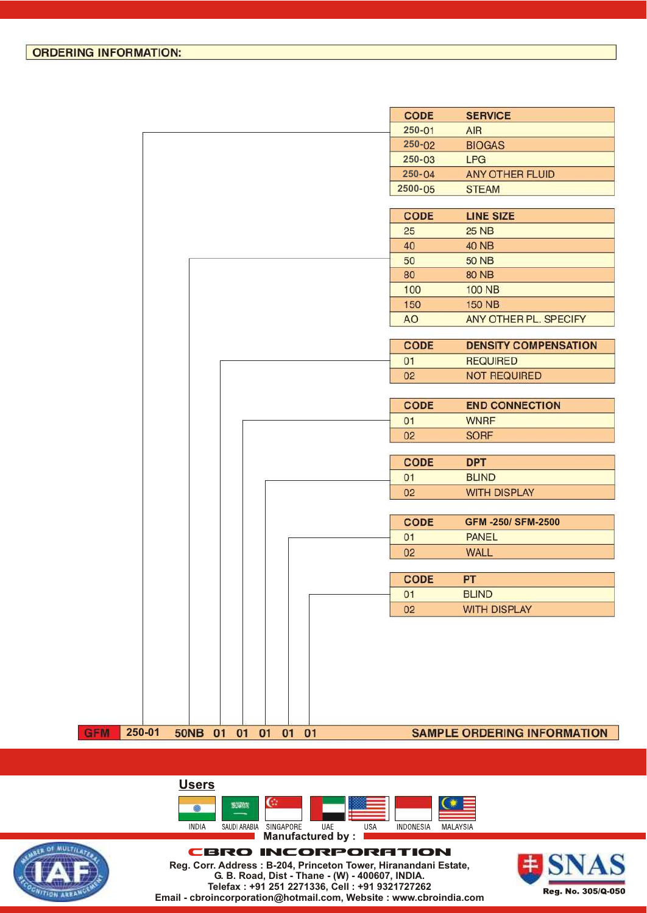## ORDERING INFORMATION:

| CODE | SERVICE |
|---|---|
| 250-01 | AIR |
| 250-02 | BIOGAS |
| 250-03 | LPG |
| 250-04 | ANY OTHER FLUID |
| 2500-05 | STEAM |

| CODE | LINE SIZE |
|---|---|
| 25 | 25 NB |
| 40 | 40 NB |
| 50 | 50 NB |
| 80 | 80 NB |
| 100 | 100 NB |
| 150 | 150 NB |
| AO | ANY OTHER PL. SPECIFY |

| CODE | DENSITY COMPENSATION |
|---|---|
| 01 | REQUIRED |
| 02 | NOT REQUIRED |

| CODE | END CONNECTION |
|---|---|
| 01 | WNRF |
| 02 | SORF |

| CODE | DPT |
|---|---|
| 01 | BLIND |
| 02 | WITH DISPLAY |

| CODE | GFM -250/ SFM-2500 |
|---|---|
| 01 | PANEL |
| 02 | WALL |

| CODE | PT |
|---|---|
| 01 | BLIND |
| 02 | WITH DISPLAY |

GFM 250-01 50NB 01 01 01 01 01 SAMPLE ORDERING INFORMATION

**Users**

INDIA SAUDI ARABIA SINGAPORE UAE USA INDONESIA MALAYSIA

Manufactured by :

**CBRO INCORPORATION**

Reg. Corr. Address : B-204, Princeton Tower, Hiranandani Estate, G. B. Road, Dist - Thane - (W) - 400607, INDIA.
Telefax : +91 251 2271336, Cell : +91 9321727262
Email - cbroincorporation@hotmail.com, Website : www.cbroindia.com

Reg. No. 305/Q-050